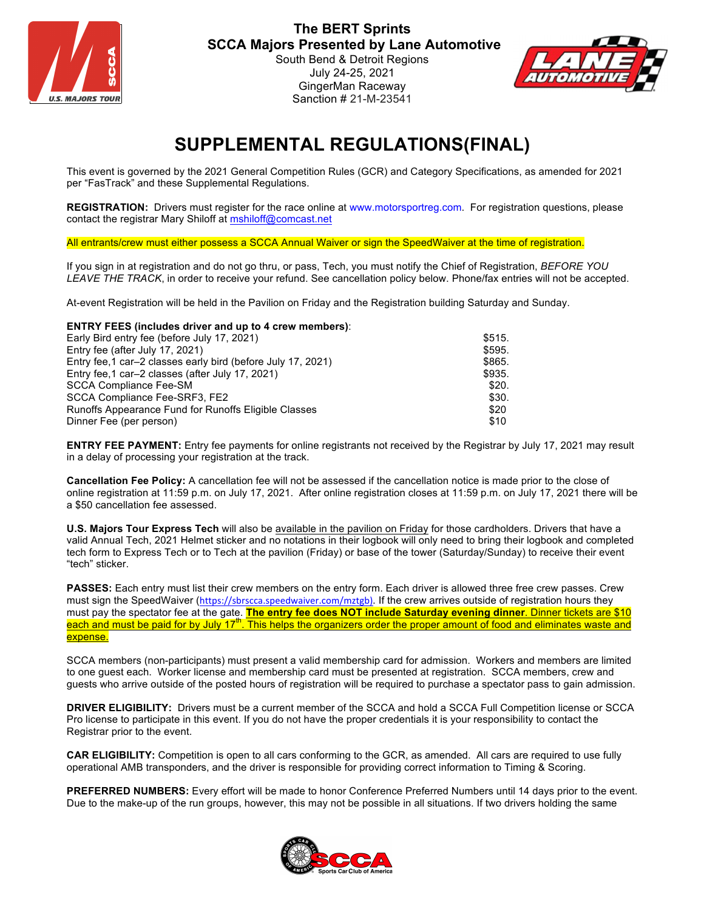**The BERT Sprints**
**SCCA Majors Presented by Lane Automotive**
South Bend & Detroit Regions
July 24-25, 2021
GingerMan Raceway
Sanction # 21-M-23541

# SUPPLEMENTAL REGULATIONS(FINAL)

This event is governed by the 2021 General Competition Rules (GCR) and Category Specifications, as amended for 2021 per "FasTrack" and these Supplemental Regulations.

**REGISTRATION:** Drivers must register for the race online at www.motorsportreg.com. For registration questions, please contact the registrar Mary Shiloff at mshiloff@comcast.net

All entrants/crew must either possess a SCCA Annual Waiver or sign the SpeedWaiver at the time of registration.

If you sign in at registration and do not go thru, or pass, Tech, you must notify the Chief of Registration, *BEFORE YOU LEAVE THE TRACK*, in order to receive your refund. See cancellation policy below. Phone/fax entries will not be accepted.

At-event Registration will be held in the Pavilion on Friday and the Registration building Saturday and Sunday.

**ENTRY FEES (includes driver and up to 4 crew members)**:

| | |
|---|---|
| Early Bird entry fee (before July 17, 2021) | $515. |
| Entry fee (after July 17, 2021) | $595. |
| Entry fee,1 car–2 classes early bird (before July 17, 2021) | $865. |
| Entry fee,1 car–2 classes (after July 17, 2021) | $935. |
| SCCA Compliance Fee-SM | $20. |
| SCCA Compliance Fee-SRF3, FE2 | $30. |
| Runoffs Appearance Fund for Runoffs Eligible Classes | $20 |
| Dinner Fee (per person) | $10 |

**ENTRY FEE PAYMENT:** Entry fee payments for online registrants not received by the Registrar by July 17, 2021 may result in a delay of processing your registration at the track.

**Cancellation Fee Policy:** A cancellation fee will not be assessed if the cancellation notice is made prior to the close of online registration at 11:59 p.m. on July 17, 2021. After online registration closes at 11:59 p.m. on July 17, 2021 there will be a $50 cancellation fee assessed.

**U.S. Majors Tour Express Tech** will also be available in the pavilion on Friday for those cardholders. Drivers that have a valid Annual Tech, 2021 Helmet sticker and no notations in their logbook will only need to bring their logbook and completed tech form to Express Tech or to Tech at the pavilion (Friday) or base of the tower (Saturday/Sunday) to receive their event "tech" sticker.

**PASSES:** Each entry must list their crew members on the entry form. Each driver is allowed three free crew passes. Crew must sign the SpeedWaiver (https://sbrscca.speedwaiver.com/mztgb). If the crew arrives outside of registration hours they must pay the spectator fee at the gate. **The entry fee does NOT include Saturday evening dinner**. Dinner tickets are $10 each and must be paid for by July 17th. This helps the organizers order the proper amount of food and eliminates waste and expense.

SCCA members (non-participants) must present a valid membership card for admission. Workers and members are limited to one guest each. Worker license and membership card must be presented at registration. SCCA members, crew and guests who arrive outside of the posted hours of registration will be required to purchase a spectator pass to gain admission.

**DRIVER ELIGIBILITY:** Drivers must be a current member of the SCCA and hold a SCCA Full Competition license or SCCA Pro license to participate in this event. If you do not have the proper credentials it is your responsibility to contact the Registrar prior to the event.

**CAR ELIGIBILITY:** Competition is open to all cars conforming to the GCR, as amended. All cars are required to use fully operational AMB transponders, and the driver is responsible for providing correct information to Timing & Scoring.

**PREFERRED NUMBERS:** Every effort will be made to honor Conference Preferred Numbers until 14 days prior to the event. Due to the make-up of the run groups, however, this may not be possible in all situations. If two drivers holding the same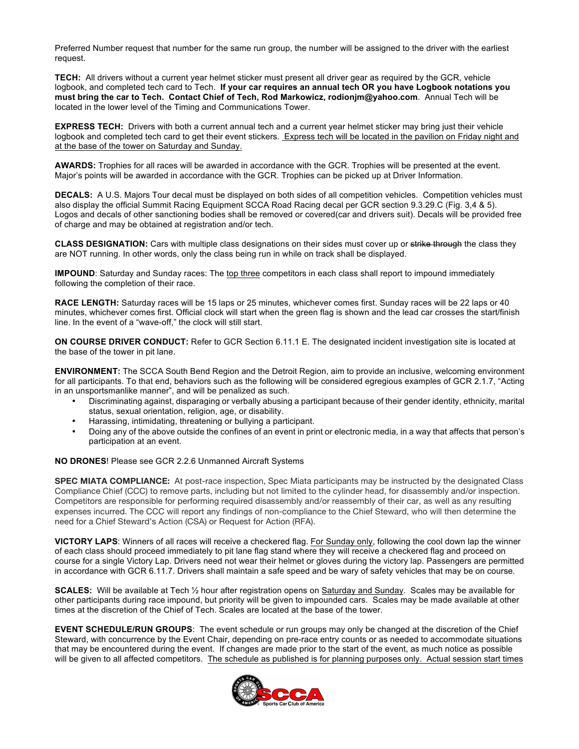Preferred Number request that number for the same run group, the number will be assigned to the driver with the earliest request.

**TECH:** All drivers without a current year helmet sticker must present all driver gear as required by the GCR, vehicle logbook, and completed tech card to Tech. **If your car requires an annual tech OR you have Logbook notations you must bring the car to Tech. Contact Chief of Tech, Rod Markowicz, rodionjm@yahoo.com**. Annual Tech will be located in the lower level of the Timing and Communications Tower.

**EXPRESS TECH:** Drivers with both a current annual tech and a current year helmet sticker may bring just their vehicle logbook and completed tech card to get their event stickers. <u>Express tech will be located in the pavilion on Friday night and at the base of the tower on Saturday and Sunday.</u>

**AWARDS:** Trophies for all races will be awarded in accordance with the GCR. Trophies will be presented at the event. Major's points will be awarded in accordance with the GCR. Trophies can be picked up at Driver Information.

**DECALS:** A U.S. Majors Tour decal must be displayed on both sides of all competition vehicles. Competition vehicles must also display the official Summit Racing Equipment SCCA Road Racing decal per GCR section 9.3.29.C (Fig. 3,4 & 5). Logos and decals of other sanctioning bodies shall be removed or covered(car and drivers suit). Decals will be provided free of charge and may be obtained at registration and/or tech.

**CLASS DESIGNATION:** Cars with multiple class designations on their sides must cover up or ~~strike through~~ the class they are NOT running. In other words, only the class being run in while on track shall be displayed.

**IMPOUND**: Saturday and Sunday races: The <u>top three</u> competitors in each class shall report to impound immediately following the completion of their race.

**RACE LENGTH:** Saturday races will be 15 laps or 25 minutes, whichever comes first. Sunday races will be 22 laps or 40 minutes, whichever comes first. Official clock will start when the green flag is shown and the lead car crosses the start/finish line. In the event of a "wave-off," the clock will still start.

**ON COURSE DRIVER CONDUCT:** Refer to GCR Section 6.11.1 E. The designated incident investigation site is located at the base of the tower in pit lane.

**ENVIRONMENT:** The SCCA South Bend Region and the Detroit Region, aim to provide an inclusive, welcoming environment for all participants. To that end, behaviors such as the following will be considered egregious examples of GCR 2.1.7, "Acting in an unsportsmanlike manner", and will be penalized as such.

- Discriminating against, disparaging or verbally abusing a participant because of their gender identity, ethnicity, marital status, sexual orientation, religion, age, or disability.
- Harassing, intimidating, threatening or bullying a participant.
- Doing any of the above outside the confines of an event in print or electronic media, in a way that affects that person's participation at an event.

**NO DRONES**! Please see GCR 2.2.6 Unmanned Aircraft Systems

**SPEC MIATA COMPLIANCE:** At post-race inspection, Spec Miata participants may be instructed by the designated Class Compliance Chief (CCC) to remove parts, including but not limited to the cylinder head, for disassembly and/or inspection. Competitors are responsible for performing required disassembly and/or reassembly of their car, as well as any resulting expenses incurred. The CCC will report any findings of non-compliance to the Chief Steward, who will then determine the need for a Chief Steward's Action (CSA) or Request for Action (RFA).

**VICTORY LAPS**: Winners of all races will receive a checkered flag. <u>For Sunday only</u>, following the cool down lap the winner of each class should proceed immediately to pit lane flag stand where they will receive a checkered flag and proceed on course for a single Victory Lap. Drivers need not wear their helmet or gloves during the victory lap. Passengers are permitted in accordance with GCR 6.11.7. Drivers shall maintain a safe speed and be wary of safety vehicles that may be on course.

**SCALES:** Will be available at Tech ½ hour after registration opens on <u>Saturday and Sunday</u>. Scales may be available for other participants during race impound, but priority will be given to impounded cars. Scales may be made available at other times at the discretion of the Chief of Tech. Scales are located at the base of the tower.

**EVENT SCHEDULE/RUN GROUPS**: The event schedule or run groups may only be changed at the discretion of the Chief Steward, with concurrence by the Event Chair, depending on pre-race entry counts or as needed to accommodate situations that may be encountered during the event. If changes are made prior to the start of the event, as much notice as possible will be given to all affected competitors. <u>The schedule as published is for planning purposes only. Actual session start times</u>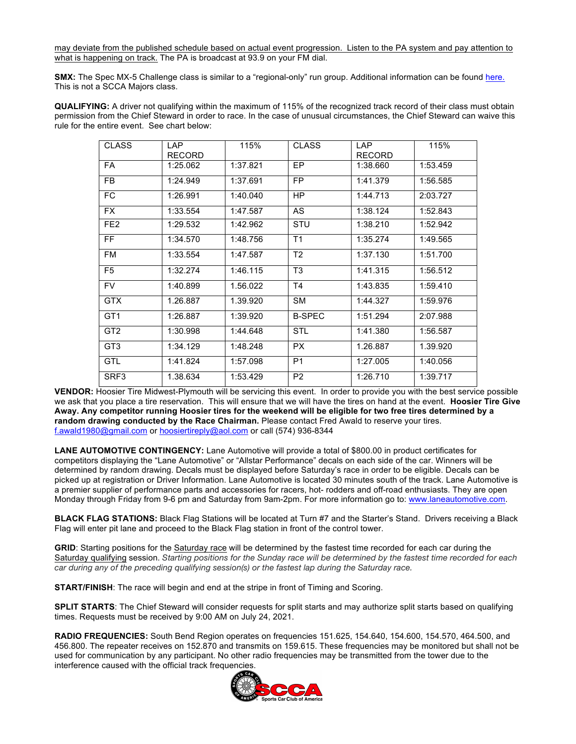may deviate from the published schedule based on actual event progression. Listen to the PA system and pay attention to what is happening on track. The PA is broadcast at 93.9 on your FM dial.

**SMX:** The Spec MX-5 Challenge class is similar to a "regional-only" run group. Additional information can be found here. This is not a SCCA Majors class.

**QUALIFYING:** A driver not qualifying within the maximum of 115% of the recognized track record of their class must obtain permission from the Chief Steward in order to race. In the case of unusual circumstances, the Chief Steward can waive this rule for the entire event. See chart below:

| CLASS | LAP RECORD | 115% | CLASS | LAP RECORD | 115% |
|---|---|---|---|---|---|
| FA | 1:25.062 | 1:37.821 | EP | 1:38.660 | 1:53.459 |
| FB | 1:24.949 | 1:37.691 | FP | 1:41.379 | 1:56.585 |
| FC | 1:26.991 | 1:40.040 | HP | 1:44.713 | 2:03.727 |
| FX | 1:33.554 | 1:47.587 | AS | 1:38.124 | 1:52.843 |
| FE2 | 1:29.532 | 1:42.962 | STU | 1:38.210 | 1:52.942 |
| FF | 1:34.570 | 1:48.756 | T1 | 1:35.274 | 1:49.565 |
| FM | 1:33.554 | 1:47.587 | T2 | 1:37.130 | 1:51.700 |
| F5 | 1:32.274 | 1:46.115 | T3 | 1:41.315 | 1:56.512 |
| FV | 1:40.899 | 1.56.022 | T4 | 1:43.835 | 1:59.410 |
| GTX | 1.26.887 | 1.39.920 | SM | 1:44.327 | 1:59.976 |
| GT1 | 1:26.887 | 1:39.920 | B-SPEC | 1:51.294 | 2:07.988 |
| GT2 | 1:30.998 | 1:44.648 | STL | 1:41.380 | 1:56.587 |
| GT3 | 1:34.129 | 1:48.248 | PX | 1.26.887 | 1.39.920 |
| GTL | 1:41.824 | 1:57.098 | P1 | 1:27.005 | 1:40.056 |
| SRF3 | 1.38.634 | 1:53.429 | P2 | 1:26.710 | 1:39.717 |

**VENDOR:** Hoosier Tire Midwest-Plymouth will be servicing this event. In order to provide you with the best service possible we ask that you place a tire reservation. This will ensure that we will have the tires on hand at the event. **Hoosier Tire Give Away. Any competitor running Hoosier tires for the weekend will be eligible for two free tires determined by a random drawing conducted by the Race Chairman.** Please contact Fred Awald to reserve your tires. f.awald1980@gmail.com or hoosiertireply@aol.com or call (574) 936-8344

**LANE AUTOMOTIVE CONTINGENCY:** Lane Automotive will provide a total of $800.00 in product certificates for competitors displaying the "Lane Automotive" or "Allstar Performance" decals on each side of the car. Winners will be determined by random drawing. Decals must be displayed before Saturday's race in order to be eligible. Decals can be picked up at registration or Driver Information. Lane Automotive is located 30 minutes south of the track. Lane Automotive is a premier supplier of performance parts and accessories for racers, hot- rodders and off-road enthusiasts. They are open Monday through Friday from 9-6 pm and Saturday from 9am-2pm. For more information go to: www.laneautomotive.com.

**BLACK FLAG STATIONS:** Black Flag Stations will be located at Turn #7 and the Starter's Stand. Drivers receiving a Black Flag will enter pit lane and proceed to the Black Flag station in front of the control tower.

**GRID**: Starting positions for the Saturday race will be determined by the fastest time recorded for each car during the Saturday qualifying session. *Starting positions for the Sunday race will be determined by the fastest time recorded for each car during any of the preceding qualifying session(s) or the fastest lap during the Saturday race.*

**START/FINISH**: The race will begin and end at the stripe in front of Timing and Scoring.

**SPLIT STARTS**: The Chief Steward will consider requests for split starts and may authorize split starts based on qualifying times. Requests must be received by 9:00 AM on July 24, 2021.

**RADIO FREQUENCIES:** South Bend Region operates on frequencies 151.625, 154.640, 154.600, 154.570, 464.500, and 456.800. The repeater receives on 152.870 and transmits on 159.615. These frequencies may be monitored but shall not be used for communication by any participant. No other radio frequencies may be transmitted from the tower due to the interference caused with the official track frequencies.

SCCA Sports Car Club of America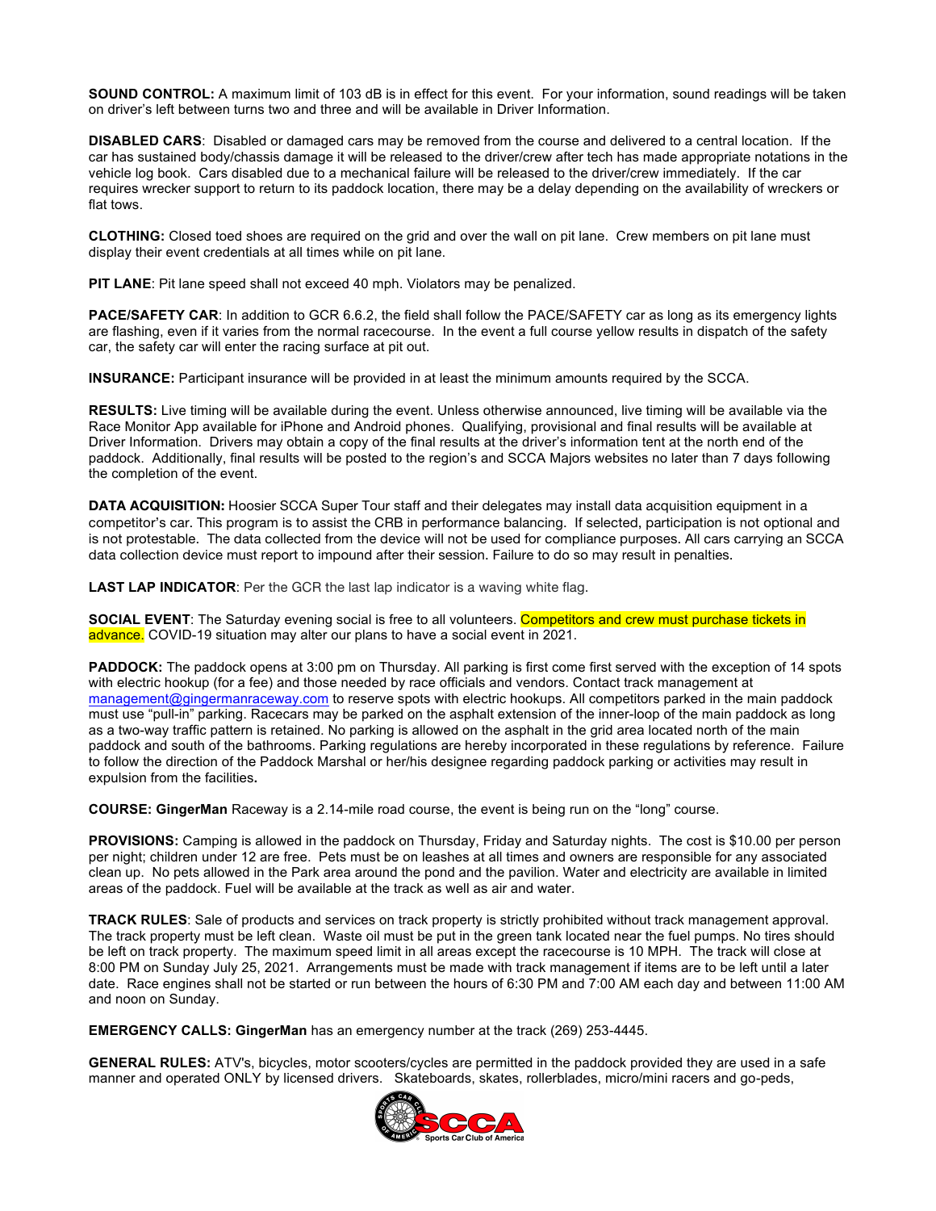**SOUND CONTROL:** A maximum limit of 103 dB is in effect for this event. For your information, sound readings will be taken on driver's left between turns two and three and will be available in Driver Information.

**DISABLED CARS**: Disabled or damaged cars may be removed from the course and delivered to a central location. If the car has sustained body/chassis damage it will be released to the driver/crew after tech has made appropriate notations in the vehicle log book. Cars disabled due to a mechanical failure will be released to the driver/crew immediately. If the car requires wrecker support to return to its paddock location, there may be a delay depending on the availability of wreckers or flat tows.

**CLOTHING:** Closed toed shoes are required on the grid and over the wall on pit lane. Crew members on pit lane must display their event credentials at all times while on pit lane.

**PIT LANE**: Pit lane speed shall not exceed 40 mph. Violators may be penalized.

**PACE/SAFETY CAR**: In addition to GCR 6.6.2, the field shall follow the PACE/SAFETY car as long as its emergency lights are flashing, even if it varies from the normal racecourse. In the event a full course yellow results in dispatch of the safety car, the safety car will enter the racing surface at pit out.

**INSURANCE:** Participant insurance will be provided in at least the minimum amounts required by the SCCA.

**RESULTS:** Live timing will be available during the event. Unless otherwise announced, live timing will be available via the Race Monitor App available for iPhone and Android phones. Qualifying, provisional and final results will be available at Driver Information. Drivers may obtain a copy of the final results at the driver's information tent at the north end of the paddock. Additionally, final results will be posted to the region's and SCCA Majors websites no later than 7 days following the completion of the event.

**DATA ACQUISITION:** Hoosier SCCA Super Tour staff and their delegates may install data acquisition equipment in a competitor's car. This program is to assist the CRB in performance balancing. If selected, participation is not optional and is not protestable. The data collected from the device will not be used for compliance purposes. All cars carrying an SCCA data collection device must report to impound after their session. Failure to do so may result in penalties.

**LAST LAP INDICATOR**: Per the GCR the last lap indicator is a waving white flag.

**SOCIAL EVENT**: The Saturday evening social is free to all volunteers. Competitors and crew must purchase tickets in advance. COVID-19 situation may alter our plans to have a social event in 2021.

**PADDOCK:** The paddock opens at 3:00 pm on Thursday. All parking is first come first served with the exception of 14 spots with electric hookup (for a fee) and those needed by race officials and vendors. Contact track management at management@gingermanraceway.com to reserve spots with electric hookups. All competitors parked in the main paddock must use "pull-in" parking. Racecars may be parked on the asphalt extension of the inner-loop of the main paddock as long as a two-way traffic pattern is retained. No parking is allowed on the asphalt in the grid area located north of the main paddock and south of the bathrooms. Parking regulations are hereby incorporated in these regulations by reference. Failure to follow the direction of the Paddock Marshal or her/his designee regarding paddock parking or activities may result in expulsion from the facilities**.**

**COURSE: GingerMan** Raceway is a 2.14-mile road course, the event is being run on the "long" course.

**PROVISIONS:** Camping is allowed in the paddock on Thursday, Friday and Saturday nights. The cost is $10.00 per person per night; children under 12 are free. Pets must be on leashes at all times and owners are responsible for any associated clean up. No pets allowed in the Park area around the pond and the pavilion. Water and electricity are available in limited areas of the paddock. Fuel will be available at the track as well as air and water.

**TRACK RULES**: Sale of products and services on track property is strictly prohibited without track management approval. The track property must be left clean. Waste oil must be put in the green tank located near the fuel pumps. No tires should be left on track property. The maximum speed limit in all areas except the racecourse is 10 MPH. The track will close at 8:00 PM on Sunday July 25, 2021. Arrangements must be made with track management if items are to be left until a later date. Race engines shall not be started or run between the hours of 6:30 PM and 7:00 AM each day and between 11:00 AM and noon on Sunday.

**EMERGENCY CALLS: GingerMan** has an emergency number at the track (269) 253-4445.

**GENERAL RULES:** ATV's, bicycles, motor scooters/cycles are permitted in the paddock provided they are used in a safe manner and operated ONLY by licensed drivers. Skateboards, skates, rollerblades, micro/mini racers and go-peds,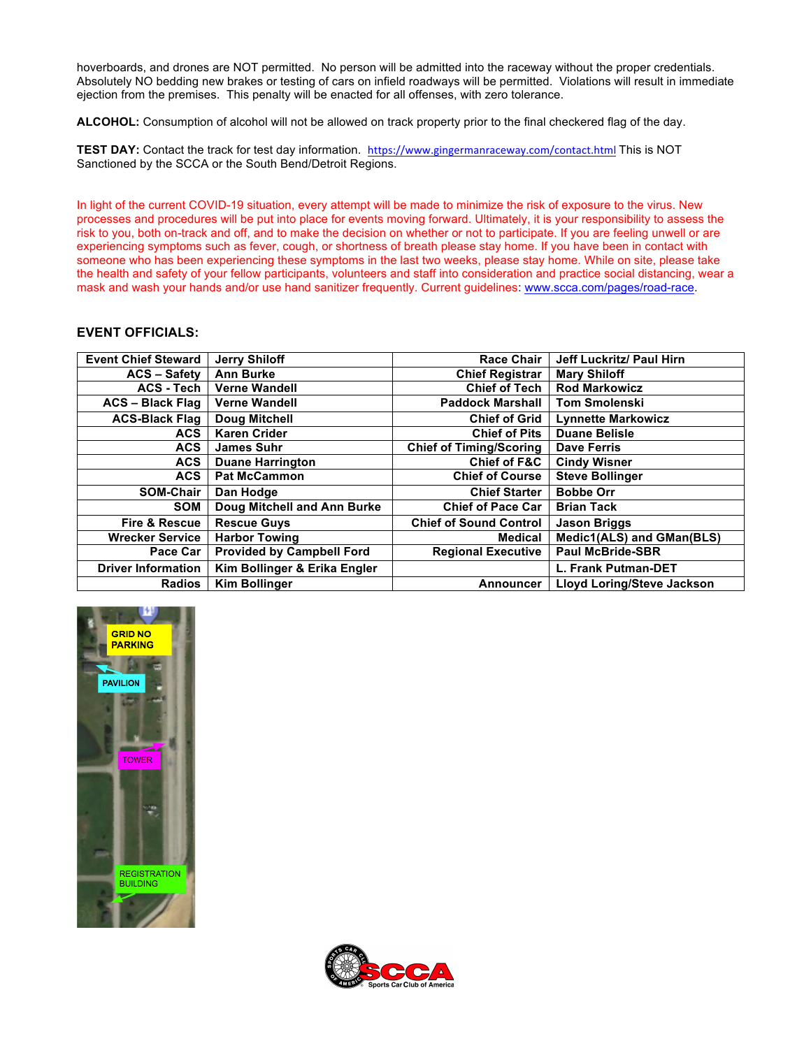hoverboards, and drones are NOT permitted. No person will be admitted into the raceway without the proper credentials. Absolutely NO bedding new brakes or testing of cars on infield roadways will be permitted. Violations will result in immediate ejection from the premises. This penalty will be enacted for all offenses, with zero tolerance.

**ALCOHOL:** Consumption of alcohol will not be allowed on track property prior to the final checkered flag of the day.

**TEST DAY:** Contact the track for test day information. https://www.gingermanraceway.com/contact.html This is NOT Sanctioned by the SCCA or the South Bend/Detroit Regions.

In light of the current COVID-19 situation, every attempt will be made to minimize the risk of exposure to the virus. New processes and procedures will be put into place for events moving forward. Ultimately, it is your responsibility to assess the risk to you, both on-track and off, and to make the decision on whether or not to participate. If you are feeling unwell or are experiencing symptoms such as fever, cough, or shortness of breath please stay home. If you have been in contact with someone who has been experiencing these symptoms in the last two weeks, please stay home. While on site, please take the health and safety of your fellow participants, volunteers and staff into consideration and practice social distancing, wear a mask and wash your hands and/or use hand sanitizer frequently. Current guidelines: www.scca.com/pages/road-race.

### EVENT OFFICIALS:

| | | | |
|---|---|---|---|
| **Event Chief Steward** | **Jerry Shiloff** | **Race Chair** | **Jeff Luckritz/ Paul Hirn** |
| **ACS – Safety** | **Ann Burke** | **Chief Registrar** | **Mary Shiloff** |
| **ACS - Tech** | **Verne Wandell** | **Chief of Tech** | **Rod Markowicz** |
| **ACS – Black Flag** | **Verne Wandell** | **Paddock Marshall** | **Tom Smolenski** |
| **ACS-Black Flag** | **Doug Mitchell** | **Chief of Grid** | **Lynnette Markowicz** |
| **ACS** | **Karen Crider** | **Chief of Pits** | **Duane Belisle** |
| **ACS** | **James Suhr** | **Chief of Timing/Scoring** | **Dave Ferris** |
| **ACS** | **Duane Harrington** | **Chief of F&C** | **Cindy Wisner** |
| **ACS** | **Pat McCammon** | **Chief of Course** | **Steve Bollinger** |
| **SOM-Chair** | **Dan Hodge** | **Chief Starter** | **Bobbe Orr** |
| **SOM** | **Doug Mitchell and Ann Burke** | **Chief of Pace Car** | **Brian Tack** |
| **Fire & Rescue** | **Rescue Guys** | **Chief of Sound Control** | **Jason Briggs** |
| **Wrecker Service** | **Harbor Towing** | **Medical** | **Medic1(ALS) and GMan(BLS)** |
| **Pace Car** | **Provided by Campbell Ford** | **Regional Executive** | **Paul McBride-SBR** |
| **Driver Information** | **Kim Bollinger & Erika Engler** | | **L. Frank Putman-DET** |
| **Radios** | **Kim Bollinger** | **Announcer** | **Lloyd Loring/Steve Jackson** |

GRID NO PARKING

PAVILION

TOWER

REGISTRATION BUILDING